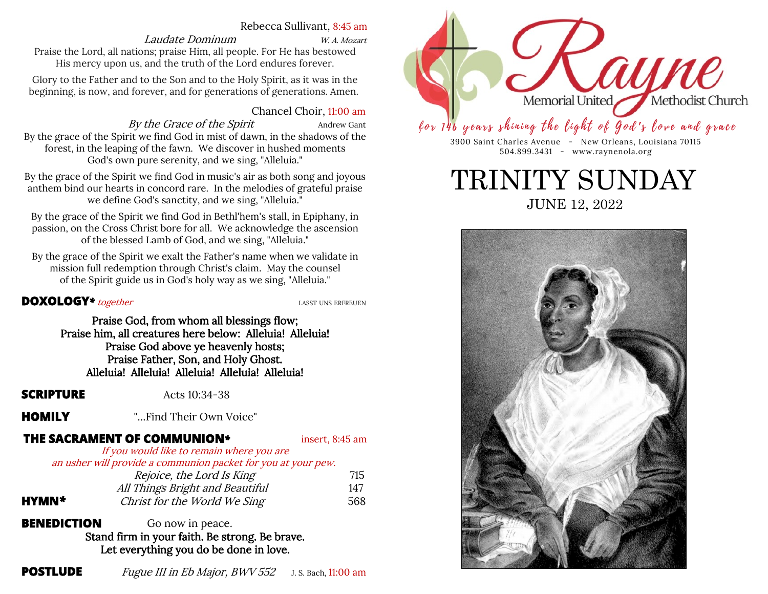Rebecca Sullivant, 8:45 am

*Laudate Dominum* — *W. A. Mozart*

Praise the Lord, all nations; praise Him, all people. For He has bestowed His mercy upon us, and the truth of the Lord endures forever.

Glory to the Father and to the Son and to the Holy Spirit, as it was in the beginning, is now, and forever, and for generations of generations. Amen.

Chancel Choir, 11:00 am

*By the Grace of the Spirit* — Andrew Gant

By the grace of the Spirit we find God in mist of dawn, in the shadows of the forest, in the leaping of the fawn. We discover in hushed moments God's own pure serenity, and we sing, "Alleluia."

By the grace of the Spirit we find God in music's air as both song and joyous anthem bind our hearts in concord rare. In the melodies of grateful praise we define God's sanctity, and we sing, "Alleluia."

By the grace of the Spirit we find God in Bethl'hem's stall, in Epiphany, in passion, on the Cross Christ bore for all. We acknowledge the ascension of the blessed Lamb of God, and we sing, "Alleluia."

By the grace of the Spirit we exalt the Father's name when we validate in mission full redemption through Christ's claim. May the counsel of the Spirit guide us in God's holy way as we sing, "Alleluia."

**DOXOLOGY*** *together* — LASST UNS ERFREUEN

**Praise God, from whom all blessings flow;**
**Praise him, all creatures here below: Alleluia! Alleluia!**
**Praise God above ye heavenly hosts;**
**Praise Father, Son, and Holy Ghost.**
**Alleluia! Alleluia! Alleluia! Alleluia! Alleluia!**

**SCRIPTURE** — Acts 10:34-38

**HOMILY** — "...Find Their Own Voice"

**THE SACRAMENT OF COMMUNION*** — insert, 8:45 am

*If you would like to remain where you are an usher will provide a communion packet for you at your pew.*

*Rejoice, the Lord Is King* — 715
*All Things Bright and Beautiful* — 147

**HYMN*** — *Christ for the World We Sing* — 568

**BENEDICTION** — Go now in peace.
**Stand firm in your faith. Be strong. Be brave.**
**Let everything you do be done in love.**

**POSTLUDE** — *Fugue III in Eb Major, BWV 552* — J. S. Bach, 11:00 am

Rayne Memorial United Methodist Church

*for 146 years shining the light of God's love and grace*

3900 Saint Charles Avenue - New Orleans, Louisiana 70115
504.899.3431 - www.raynenola.org

# TRINITY SUNDAY

JUNE 12, 2022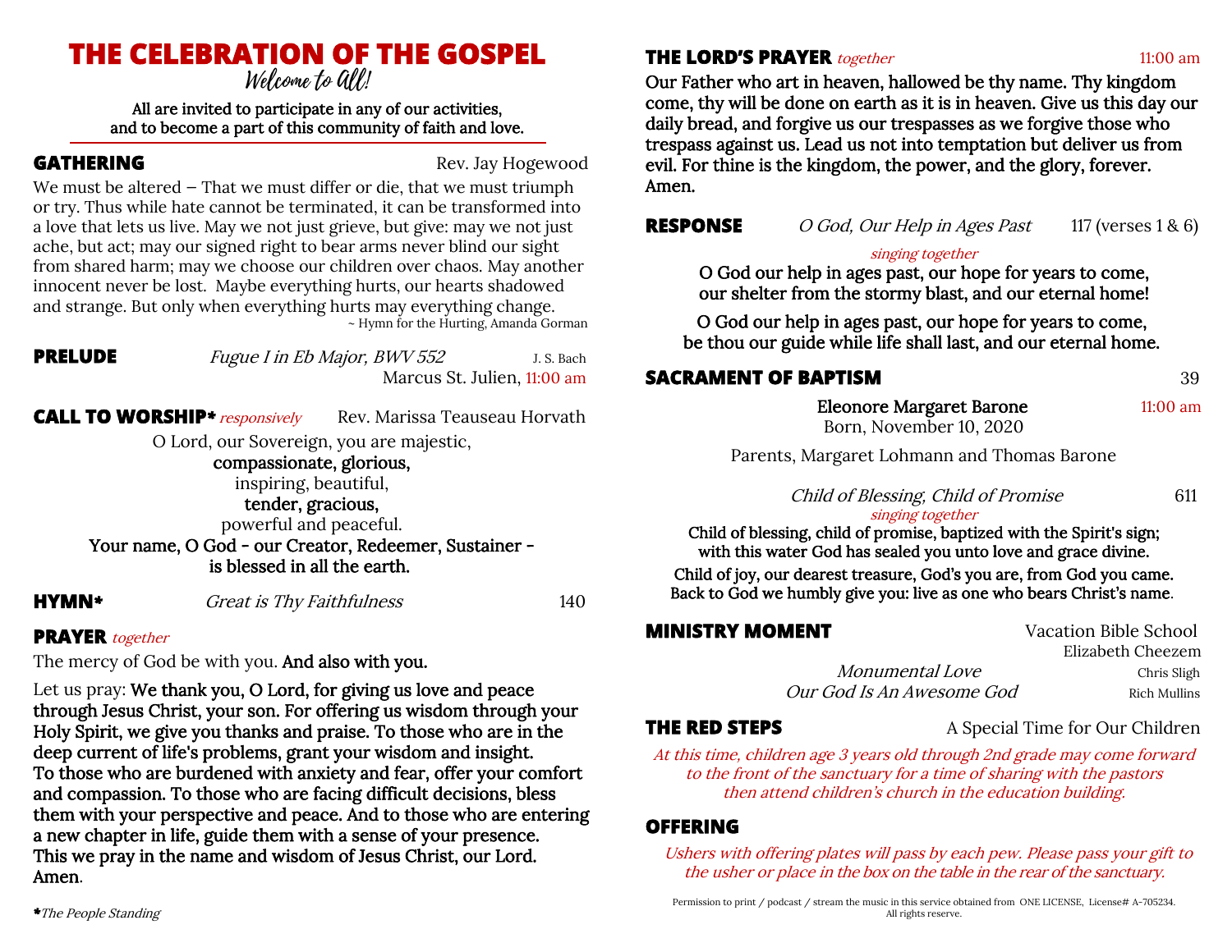# THE CELEBRATION OF THE GOSPEL

*Welcome to All!*

All are invited to participate in any of our activities, and to become a part of this community of faith and love.

## GATHERING

Rev. Jay Hogewood

We must be altered – That we must differ or die, that we must triumph or try. Thus while hate cannot be terminated, it can be transformed into a love that lets us live. May we not just grieve, but give: may we not just ache, but act; may our signed right to bear arms never blind our sight from shared harm; may we choose our children over chaos. May another innocent never be lost. Maybe everything hurts, our hearts shadowed and strange. But only when everything hurts may everything change.

~ Hymn for the Hurting, Amanda Gorman

## PRELUDE

*Fugue I in Eb Major, BWV 552* — J. S. Bach

Marcus St. Julien, 11:00 am

## CALL TO WORSHIP* *responsively*

Rev. Marissa Teauseau Horvath

O Lord, our Sovereign, you are majestic,
**compassionate, glorious,**
inspiring, beautiful,
**tender, gracious,**
powerful and peaceful.
**Your name, O God - our Creator, Redeemer, Sustainer - is blessed in all the earth.**

## HYMN*

*Great is Thy Faithfulness* — 140

## PRAYER *together*

The mercy of God be with you. **And also with you.**

Let us pray: **We thank you, O Lord, for giving us love and peace through Jesus Christ, your son. For offering us wisdom through your Holy Spirit, we give you thanks and praise. To those who are in the deep current of life's problems, grant your wisdom and insight. To those who are burdened with anxiety and fear, offer your comfort and compassion. To those who are facing difficult decisions, bless them with your perspective and peace. And to those who are entering a new chapter in life, guide them with a sense of your presence. This we pray in the name and wisdom of Jesus Christ, our Lord. Amen**.

*The People Standing

## THE LORD'S PRAYER *together*

11:00 am

**Our Father who art in heaven, hallowed be thy name. Thy kingdom come, thy will be done on earth as it is in heaven. Give us this day our daily bread, and forgive us our trespasses as we forgive those who trespass against us. Lead us not into temptation but deliver us from evil. For thine is the kingdom, the power, and the glory, forever. Amen.**

## RESPONSE

*O God, Our Help in Ages Past* — 117 (verses 1 & 6)

*singing together*

**O God our help in ages past, our hope for years to come, our shelter from the stormy blast, and our eternal home!**

**O God our help in ages past, our hope for years to come, be thou our guide while life shall last, and our eternal home.**

## SACRAMENT OF BAPTISM

39

**Eleonore Margaret Barone** — 11:00 am
Born, November 10, 2020

Parents, Margaret Lohmann and Thomas Barone

*Child of Blessing, Child of Promise* — 611

*singing together*

**Child of blessing, child of promise, baptized with the Spirit's sign; with this water God has sealed you unto love and grace divine.**

**Child of joy, our dearest treasure, God's you are, from God you came. Back to God we humbly give you: live as one who bears Christ's name**.

## MINISTRY MOMENT

Vacation Bible School
Elizabeth Cheezem

*Monumental Love* — Chris Sligh
*Our God Is An Awesome God* — Rich Mullins

## THE RED STEPS

A Special Time for Our Children

*At this time, children age 3 years old through 2nd grade may come forward to the front of the sanctuary for a time of sharing with the pastors then attend children's church in the education building.*

## OFFERING

*Ushers with offering plates will pass by each pew. Please pass your gift to the usher or place in the box on the table in the rear of the sanctuary.*

Permission to print / podcast / stream the music in this service obtained from ONE LICENSE, License# A-705234. All rights reserve.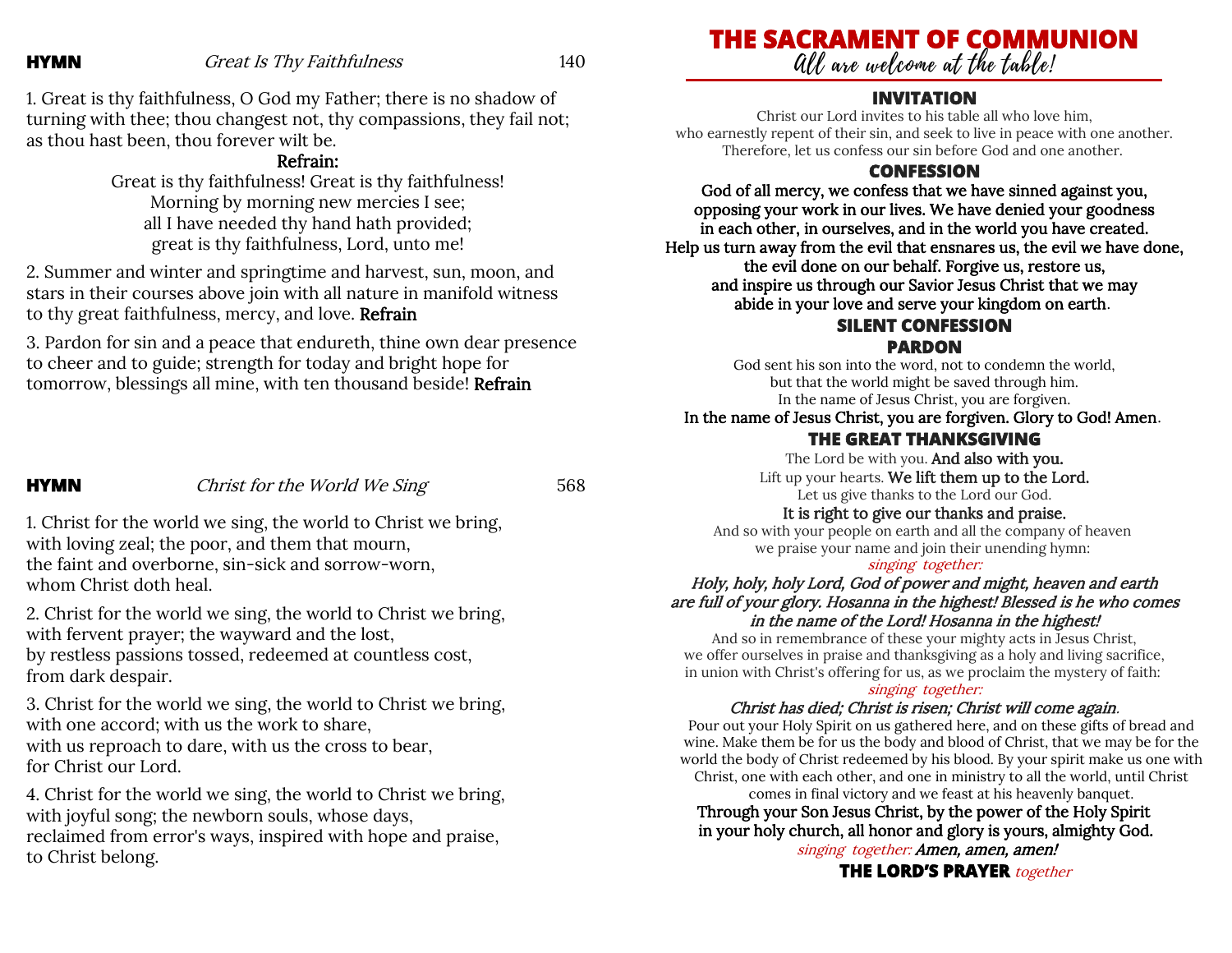**HYMN** *Great Is Thy Faithfulness* 140

1. Great is thy faithfulness, O God my Father; there is no shadow of turning with thee; thou changest not, thy compassions, they fail not; as thou hast been, thou forever wilt be.

**Refrain:**

Great is thy faithfulness! Great is thy faithfulness!
Morning by morning new mercies I see;
all I have needed thy hand hath provided;
great is thy faithfulness, Lord, unto me!

2. Summer and winter and springtime and harvest, sun, moon, and stars in their courses above join with all nature in manifold witness to thy great faithfulness, mercy, and love. **Refrain**

3. Pardon for sin and a peace that endureth, thine own dear presence to cheer and to guide; strength for today and bright hope for tomorrow, blessings all mine, with ten thousand beside! **Refrain**

**HYMN** *Christ for the World We Sing* 568

1. Christ for the world we sing, the world to Christ we bring,
with loving zeal; the poor, and them that mourn,
the faint and overborne, sin-sick and sorrow-worn,
whom Christ doth heal.

2. Christ for the world we sing, the world to Christ we bring,
with fervent prayer; the wayward and the lost,
by restless passions tossed, redeemed at countless cost,
from dark despair.

3. Christ for the world we sing, the world to Christ we bring,
with one accord; with us the work to share,
with us reproach to dare, with us the cross to bear,
for Christ our Lord.

4. Christ for the world we sing, the world to Christ we bring,
with joyful song; the newborn souls, whose days,
reclaimed from error's ways, inspired with hope and praise,
to Christ belong.

# THE SACRAMENT OF COMMUNION

*All are welcome at the table!*

## INVITATION

Christ our Lord invites to his table all who love him,
who earnestly repent of their sin, and seek to live in peace with one another.
Therefore, let us confess our sin before God and one another.

## CONFESSION

**God of all mercy, we confess that we have sinned against you, opposing your work in our lives. We have denied your goodness in each other, in ourselves, and in the world you have created. Help us turn away from the evil that ensnares us, the evil we have done, the evil done on our behalf. Forgive us, restore us, and inspire us through our Savior Jesus Christ that we may abide in your love and serve your kingdom on earth.**

## SILENT CONFESSION

## PARDON

God sent his son into the word, not to condemn the world,
but that the world might be saved through him.
In the name of Jesus Christ, you are forgiven.
**In the name of Jesus Christ, you are forgiven. Glory to God! Amen.**

## THE GREAT THANKSGIVING

The Lord be with you. **And also with you.**
Lift up your hearts. **We lift them up to the Lord.**
Let us give thanks to the Lord our God.
**It is right to give our thanks and praise.**
And so with your people on earth and all the company of heaven
we praise your name and join their unending hymn:

*singing together:*

***Holy, holy, holy Lord, God of power and might, heaven and earth are full of your glory. Hosanna in the highest! Blessed is he who comes in the name of the Lord! Hosanna in the highest!***

And so in remembrance of these your mighty acts in Jesus Christ,
we offer ourselves in praise and thanksgiving as a holy and living sacrifice,
in union with Christ's offering for us, as we proclaim the mystery of faith:

*singing together:*

***Christ has died; Christ is risen; Christ will come again.***

Pour out your Holy Spirit on us gathered here, and on these gifts of bread and wine. Make them be for us the body and blood of Christ, that we may be for the world the body of Christ redeemed by his blood. By your spirit make us one with Christ, one with each other, and one in ministry to all the world, until Christ comes in final victory and we feast at his heavenly banquet.

**Through your Son Jesus Christ, by the power of the Holy Spirit in your holy church, all honor and glory is yours, almighty God.**

*singing together:* ***Amen, amen, amen!***

## THE LORD'S PRAYER *together*